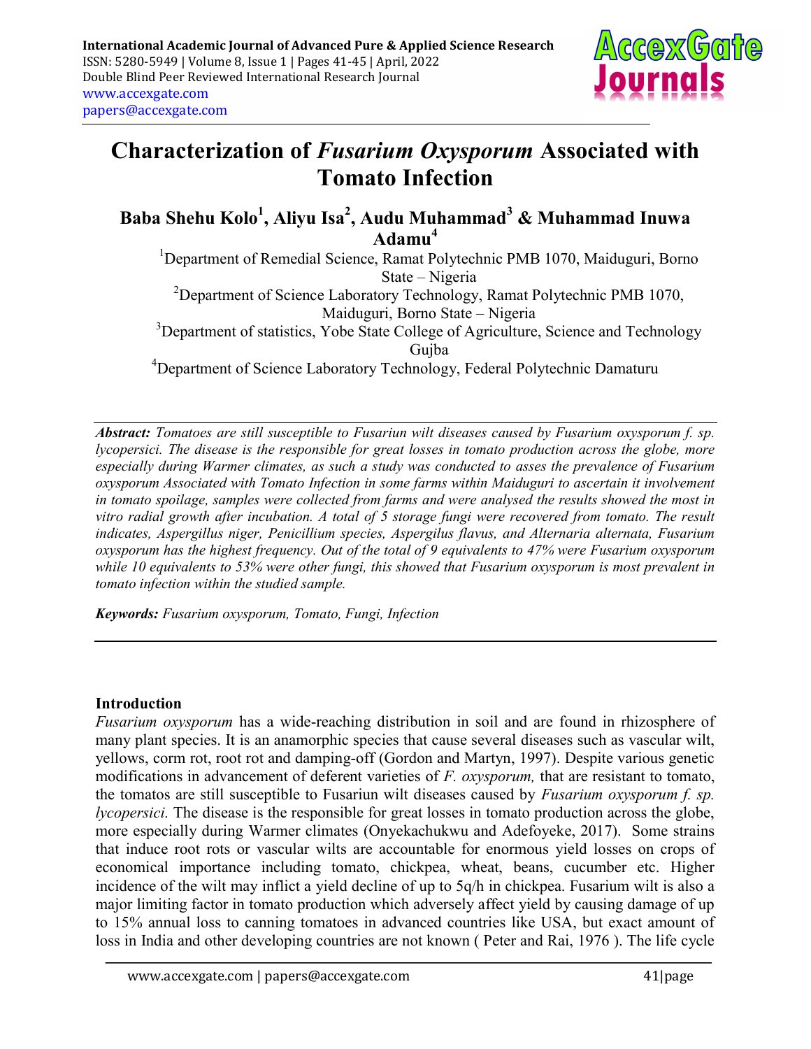# Characterization of *Fusarium Oxysporum* Associated with Tomato Infection

**Baba Shehu Kolo[1], Aliyu Isa[2], Audu Muhammad[3] & Muhammad Inuwa Adamu[4]**

[1]Department of Remedial Science, Ramat Polytechnic PMB 1070, Maiduguri, Borno State – Nigeria

[2]Department of Science Laboratory Technology, Ramat Polytechnic PMB 1070, Maiduguri, Borno State – Nigeria

[3]Department of statistics, Yobe State College of Agriculture, Science and Technology Gujba

[4]Department of Science Laboratory Technology, Federal Polytechnic Damaturu

***Abstract:*** *Tomatoes are still susceptible to Fusariun wilt diseases caused by Fusarium oxysporum f. sp. lycopersici. The disease is the responsible for great losses in tomato production across the globe, more especially during Warmer climates, as such a study was conducted to asses the prevalence of Fusarium oxysporum Associated with Tomato Infection in some farms within Maiduguri to ascertain it involvement in tomato spoilage, samples were collected from farms and were analysed the results showed the most in vitro radial growth after incubation. A total of 5 storage fungi were recovered from tomato. The result indicates, Aspergillus niger, Penicillium species, Aspergilus flavus, and Alternaria alternata, Fusarium oxysporum has the highest frequency. Out of the total of 9 equivalents to 47% were Fusarium oxysporum while 10 equivalents to 53% were other fungi, this showed that Fusarium oxysporum is most prevalent in tomato infection within the studied sample.*

***Keywords:*** *Fusarium oxysporum, Tomato, Fungi, Infection*

## Introduction

*Fusarium oxysporum* has a wide-reaching distribution in soil and are found in rhizosphere of many plant species. It is an anamorphic species that cause several diseases such as vascular wilt, yellows, corm rot, root rot and damping-off (Gordon and Martyn, 1997). Despite various genetic modifications in advancement of deferent varieties of *F. oxysporum,* that are resistant to tomato, the tomatos are still susceptible to Fusariun wilt diseases caused by *Fusarium oxysporum f. sp. lycopersici.* The disease is the responsible for great losses in tomato production across the globe, more especially during Warmer climates (Onyekachukwu and Adefoyeke, 2017). Some strains that induce root rots or vascular wilts are accountable for enormous yield losses on crops of economical importance including tomato, chickpea, wheat, beans, cucumber etc. Higher incidence of the wilt may inflict a yield decline of up to 5q/h in chickpea. Fusarium wilt is also a major limiting factor in tomato production which adversely affect yield by causing damage of up to 15% annual loss to canning tomatoes in advanced countries like USA, but exact amount of loss in India and other developing countries are not known ( Peter and Rai, 1976 ). The life cycle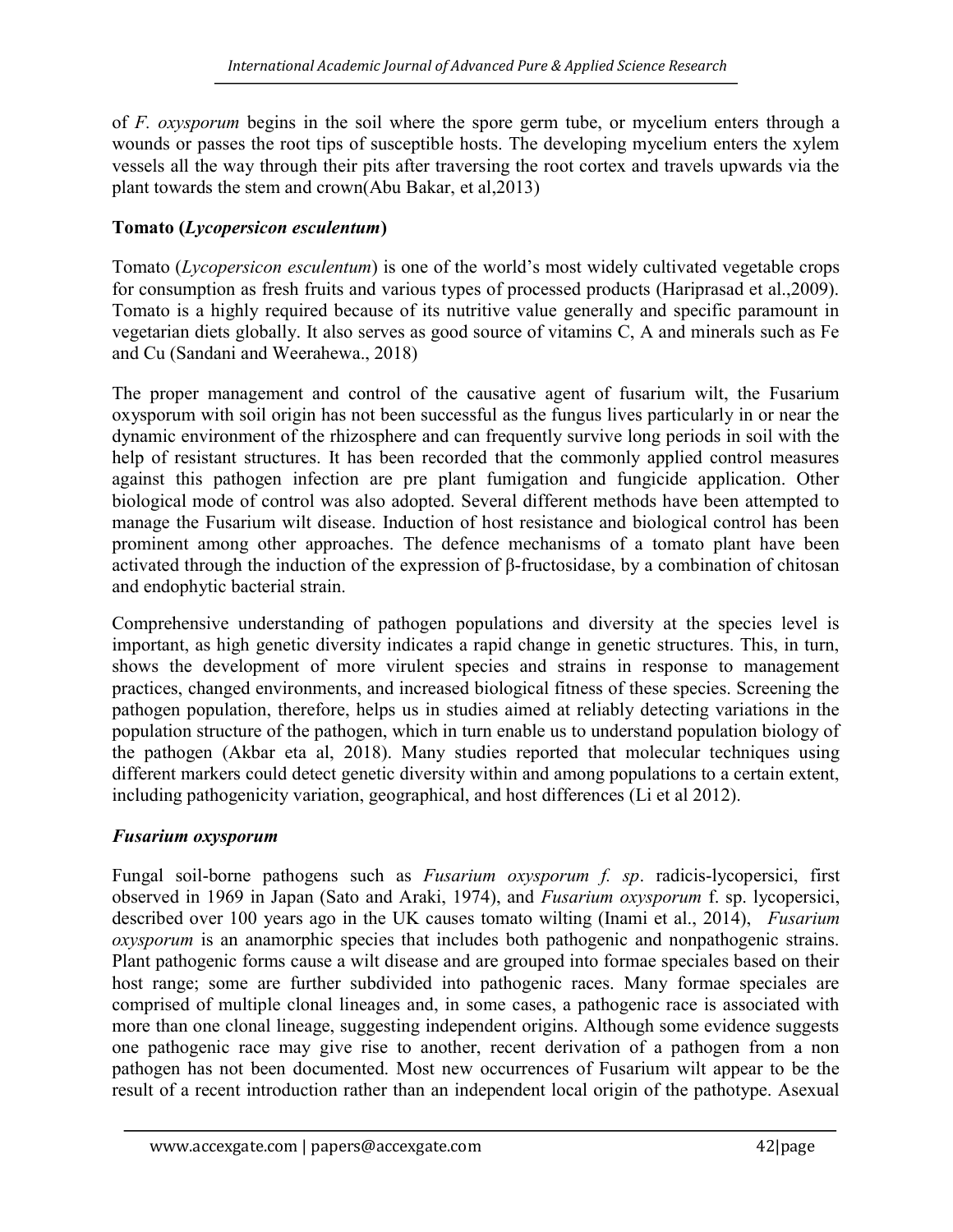of *F. oxysporum* begins in the soil where the spore germ tube, or mycelium enters through a wounds or passes the root tips of susceptible hosts. The developing mycelium enters the xylem vessels all the way through their pits after traversing the root cortex and travels upwards via the plant towards the stem and crown(Abu Bakar, et al,2013)

### Tomato (*Lycopersicon esculentum*)

Tomato (*Lycopersicon esculentum*) is one of the world's most widely cultivated vegetable crops for consumption as fresh fruits and various types of processed products (Hariprasad et al.,2009). Tomato is a highly required because of its nutritive value generally and specific paramount in vegetarian diets globally. It also serves as good source of vitamins C, A and minerals such as Fe and Cu (Sandani and Weerahewa., 2018)

The proper management and control of the causative agent of fusarium wilt, the Fusarium oxysporum with soil origin has not been successful as the fungus lives particularly in or near the dynamic environment of the rhizosphere and can frequently survive long periods in soil with the help of resistant structures. It has been recorded that the commonly applied control measures against this pathogen infection are pre plant fumigation and fungicide application. Other biological mode of control was also adopted. Several different methods have been attempted to manage the Fusarium wilt disease. Induction of host resistance and biological control has been prominent among other approaches. The defence mechanisms of a tomato plant have been activated through the induction of the expression of β-fructosidase, by a combination of chitosan and endophytic bacterial strain.

Comprehensive understanding of pathogen populations and diversity at the species level is important, as high genetic diversity indicates a rapid change in genetic structures. This, in turn, shows the development of more virulent species and strains in response to management practices, changed environments, and increased biological fitness of these species. Screening the pathogen population, therefore, helps us in studies aimed at reliably detecting variations in the population structure of the pathogen, which in turn enable us to understand population biology of the pathogen (Akbar eta al, 2018). Many studies reported that molecular techniques using different markers could detect genetic diversity within and among populations to a certain extent, including pathogenicity variation, geographical, and host differences (Li et al 2012).

### *Fusarium oxysporum*

Fungal soil-borne pathogens such as *Fusarium oxysporum f. sp*. radicis-lycopersici, first observed in 1969 in Japan (Sato and Araki, 1974), and *Fusarium oxysporum* f. sp. lycopersici, described over 100 years ago in the UK causes tomato wilting (Inami et al., 2014), *Fusarium oxysporum* is an anamorphic species that includes both pathogenic and nonpathogenic strains. Plant pathogenic forms cause a wilt disease and are grouped into formae speciales based on their host range; some are further subdivided into pathogenic races. Many formae speciales are comprised of multiple clonal lineages and, in some cases, a pathogenic race is associated with more than one clonal lineage, suggesting independent origins. Although some evidence suggests one pathogenic race may give rise to another, recent derivation of a pathogen from a non pathogen has not been documented. Most new occurrences of Fusarium wilt appear to be the result of a recent introduction rather than an independent local origin of the pathotype. Asexual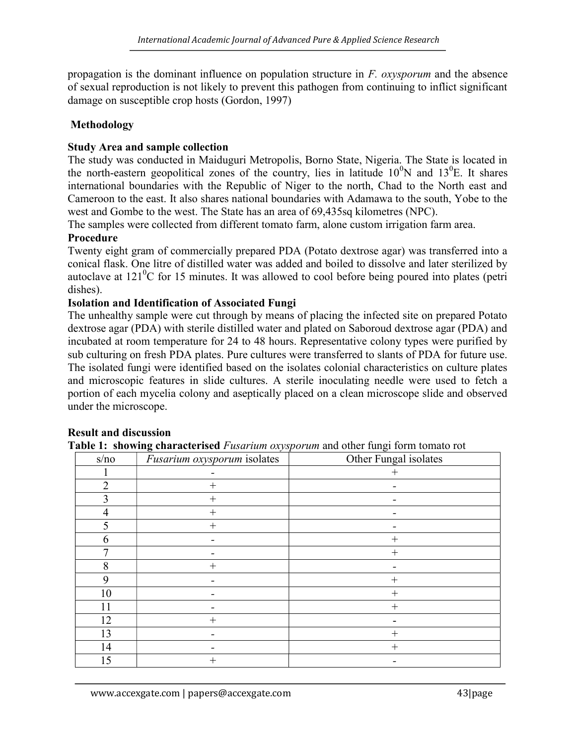propagation is the dominant influence on population structure in *F. oxysporum* and the absence of sexual reproduction is not likely to prevent this pathogen from continuing to inflict significant damage on susceptible crop hosts (Gordon, 1997)

## Methodology

### Study Area and sample collection

The study was conducted in Maiduguri Metropolis, Borno State, Nigeria. The State is located in the north-eastern geopolitical zones of the country, lies in latitude $10^0$N and $13^0$E. It shares international boundaries with the Republic of Niger to the north, Chad to the North east and Cameroon to the east. It also shares national boundaries with Adamawa to the south, Yobe to the west and Gombe to the west. The State has an area of 69,435sq kilometres (NPC).

The samples were collected from different tomato farm, alone custom irrigation farm area.

### Procedure

Twenty eight gram of commercially prepared PDA (Potato dextrose agar) was transferred into a conical flask. One litre of distilled water was added and boiled to dissolve and later sterilized by autoclave at $121^0$C for 15 minutes. It was allowed to cool before being poured into plates (petri dishes).

### Isolation and Identification of Associated Fungi

The unhealthy sample were cut through by means of placing the infected site on prepared Potato dextrose agar (PDA) with sterile distilled water and plated on Saboroud dextrose agar (PDA) and incubated at room temperature for 24 to 48 hours. Representative colony types were purified by sub culturing on fresh PDA plates. Pure cultures were transferred to slants of PDA for future use. The isolated fungi were identified based on the isolates colonial characteristics on culture plates and microscopic features in slide cultures. A sterile inoculating needle were used to fetch a portion of each mycelia colony and aseptically placed on a clean microscope slide and observed under the microscope.

## Result and discussion

**Table 1: showing characterised** *Fusarium oxysporum* and other fungi form tomato rot

| s/no | *Fusarium oxysporum* isolates | Other Fungal isolates |
|---|---|---|
| 1 | - | + |
| 2 | + | - |
| 3 | + | - |
| 4 | + | - |
| 5 | + | - |
| 6 | - | + |
| 7 | - | + |
| 8 | + | - |
| 9 | - | + |
| 10 | - | + |
| 11 | - | + |
| 12 | + | - |
| 13 | - | + |
| 14 | - | + |
| 15 | + | - |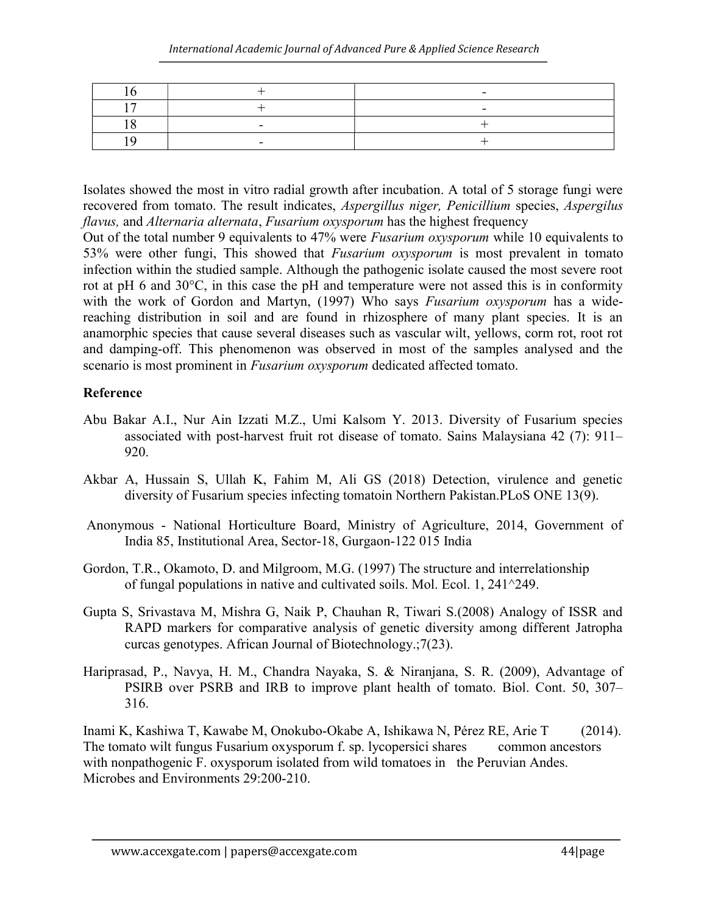| 16 | + | - |
|---|---|---|
| 17 | + | - |
| 18 | - | + |
| 19 | - | + |

Isolates showed the most in vitro radial growth after incubation. A total of 5 storage fungi were recovered from tomato. The result indicates, *Aspergillus niger, Penicillium* species, *Aspergilus flavus,* and *Alternaria alternata*, *Fusarium oxysporum* has the highest frequency

Out of the total number 9 equivalents to 47% were *Fusarium oxysporum* while 10 equivalents to 53% were other fungi, This showed that *Fusarium oxysporum* is most prevalent in tomato infection within the studied sample. Although the pathogenic isolate caused the most severe root rot at pH 6 and 30°C, in this case the pH and temperature were not assed this is in conformity with the work of Gordon and Martyn, (1997) Who says *Fusarium oxysporum* has a wide-reaching distribution in soil and are found in rhizosphere of many plant species. It is an anamorphic species that cause several diseases such as vascular wilt, yellows, corm rot, root rot and damping-off. This phenomenon was observed in most of the samples analysed and the scenario is most prominent in *Fusarium oxysporum* dedicated affected tomato.

**Reference**

Abu Bakar A.I., Nur Ain Izzati M.Z., Umi Kalsom Y. 2013. Diversity of Fusarium species associated with post-harvest fruit rot disease of tomato. Sains Malaysiana 42 (7): 911–920.

Akbar A, Hussain S, Ullah K, Fahim M, Ali GS (2018) Detection, virulence and genetic diversity of Fusarium species infecting tomatoin Northern Pakistan.PLoS ONE 13(9).

Anonymous - National Horticulture Board, Ministry of Agriculture, 2014, Government of India 85, Institutional Area, Sector-18, Gurgaon-122 015 India

Gordon, T.R., Okamoto, D. and Milgroom, M.G. (1997) The structure and interrelationship of fungal populations in native and cultivated soils. Mol. Ecol. 1, 241^249.

Gupta S, Srivastava M, Mishra G, Naik P, Chauhan R, Tiwari S.(2008) Analogy of ISSR and RAPD markers for comparative analysis of genetic diversity among different Jatropha curcas genotypes. African Journal of Biotechnology.;7(23).

Hariprasad, P., Navya, H. M., Chandra Nayaka, S. & Niranjana, S. R. (2009), Advantage of PSIRB over PSRB and IRB to improve plant health of tomato. Biol. Cont. 50, 307–316.

Inami K, Kashiwa T, Kawabe M, Onokubo-Okabe A, Ishikawa N, Pérez RE, Arie T (2014). The tomato wilt fungus Fusarium oxysporum f. sp. lycopersici shares common ancestors with nonpathogenic F. oxysporum isolated from wild tomatoes in the Peruvian Andes. Microbes and Environments 29:200-210.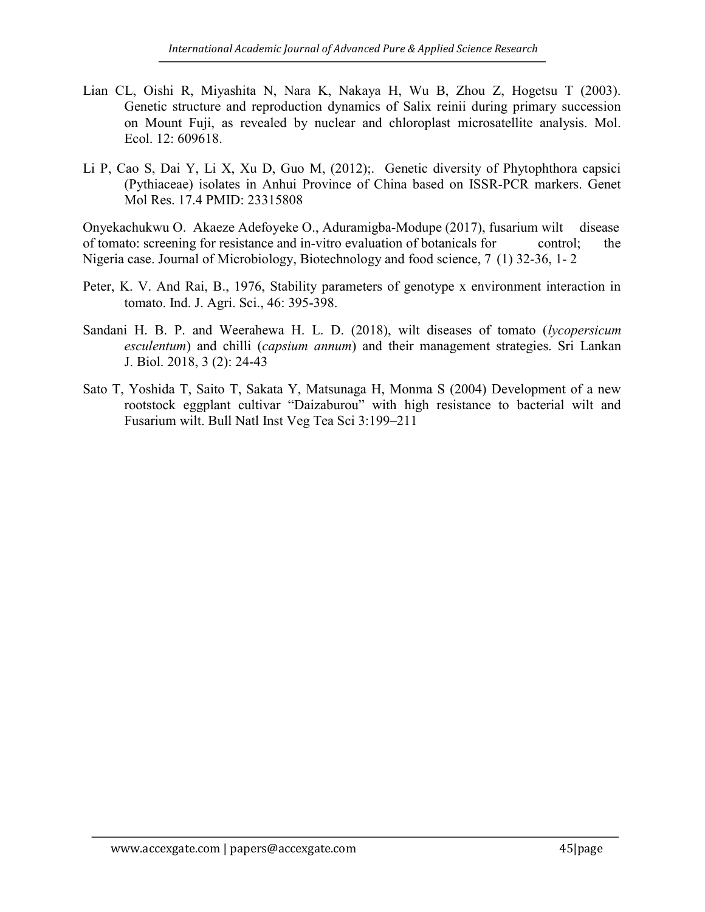Lian CL, Oishi R, Miyashita N, Nara K, Nakaya H, Wu B, Zhou Z, Hogetsu T (2003). Genetic structure and reproduction dynamics of Salix reinii during primary succession on Mount Fuji, as revealed by nuclear and chloroplast microsatellite analysis. Mol. Ecol. 12: 609618.

Li P, Cao S, Dai Y, Li X, Xu D, Guo M, (2012);. Genetic diversity of Phytophthora capsici (Pythiaceae) isolates in Anhui Province of China based on ISSR-PCR markers. Genet Mol Res. 17.4 PMID: 23315808

Onyekachukwu O. Akaeze Adefoyeke O., Aduramigba-Modupe (2017), fusarium wilt disease of tomato: screening for resistance and in-vitro evaluation of botanicals for control; the Nigeria case. Journal of Microbiology, Biotechnology and food science, 7 (1) 32-36, 1- 2

Peter, K. V. And Rai, B., 1976, Stability parameters of genotype x environment interaction in tomato. Ind. J. Agri. Sci., 46: 395-398.

Sandani H. B. P. and Weerahewa H. L. D. (2018), wilt diseases of tomato (*lycopersicum esculentum*) and chilli (*capsium annum*) and their management strategies. Sri Lankan J. Biol. 2018, 3 (2): 24-43

Sato T, Yoshida T, Saito T, Sakata Y, Matsunaga H, Monma S (2004) Development of a new rootstock eggplant cultivar "Daizaburou" with high resistance to bacterial wilt and Fusarium wilt. Bull Natl Inst Veg Tea Sci 3:199–211